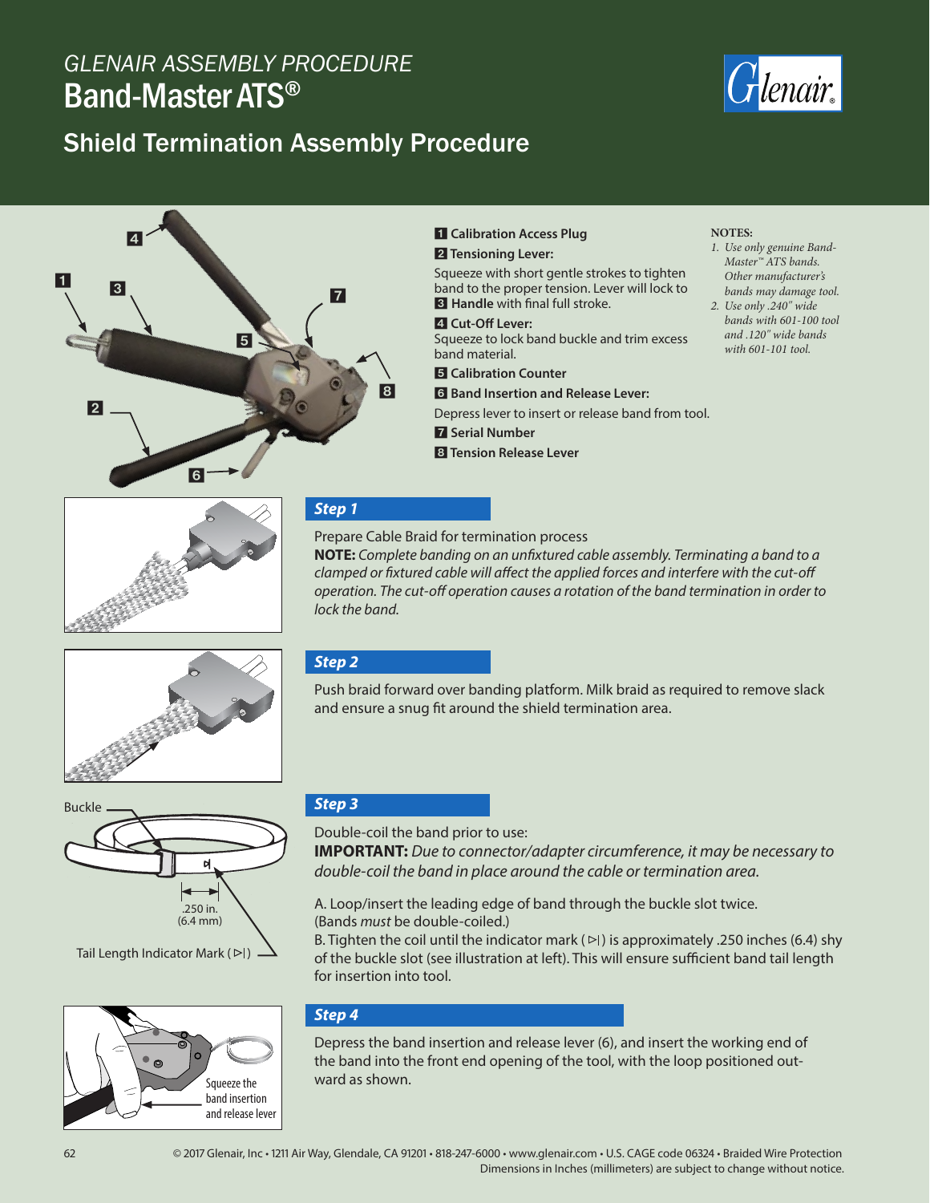*GLENAIR ASSEMBLY PROCEDURE*

# Band-Master ATS®

## Shield Termination Assembly Procedure

**1** **Calibration Access Plug**

**2** **Tensioning Lever:**
Squeeze with short gentle strokes to tighten band to the proper tension. Lever will lock to **3** **Handle** with final full stroke.

**4** **Cut-Off Lever:**
Squeeze to lock band buckle and trim excess band material.

**5** **Calibration Counter**

**6** **Band Insertion and Release Lever:**
Depress lever to insert or release band from tool.

**7** **Serial Number**

**8** **Tension Release Lever**

**NOTES:**

1. *Use only genuine Band-Master™ ATS bands. Other manufacturer's bands may damage tool.*
2. *Use only .240" wide bands with 601-100 tool and .120" wide bands with 601-101 tool.*

### Step 1

Prepare Cable Braid for termination process

**NOTE:** *Complete banding on an unfixtured cable assembly. Terminating a band to a clamped or fixtured cable will affect the applied forces and interfere with the cut-off operation. The cut-off operation causes a rotation of the band termination in order to lock the band.*

### Step 2

Push braid forward over banding platform. Milk braid as required to remove slack and ensure a snug fit around the shield termination area.

### Step 3

Buckle

.250 in. (6.4 mm)

Tail Length Indicator Mark (⊳|)

Double-coil the band prior to use:

**IMPORTANT:** *Due to connector/adapter circumference, it may be necessary to double-coil the band in place around the cable or termination area.*

A. Loop/insert the leading edge of band through the buckle slot twice. (Bands *must* be double-coiled.)

B. Tighten the coil until the indicator mark (⊳|) is approximately .250 inches (6.4) shy of the buckle slot (see illustration at left). This will ensure sufficient band tail length for insertion into tool.

### Step 4

Squeeze the band insertion and release lever

Depress the band insertion and release lever (6), and insert the working end of the band into the front end opening of the tool, with the loop positioned outward as shown.

© 2017 Glenair, Inc • 1211 Air Way, Glendale, CA 91201 • 818-247-6000 • www.glenair.com • U.S. CAGE code 06324 • Braided Wire Protection
Dimensions in Inches (millimeters) are subject to change without notice.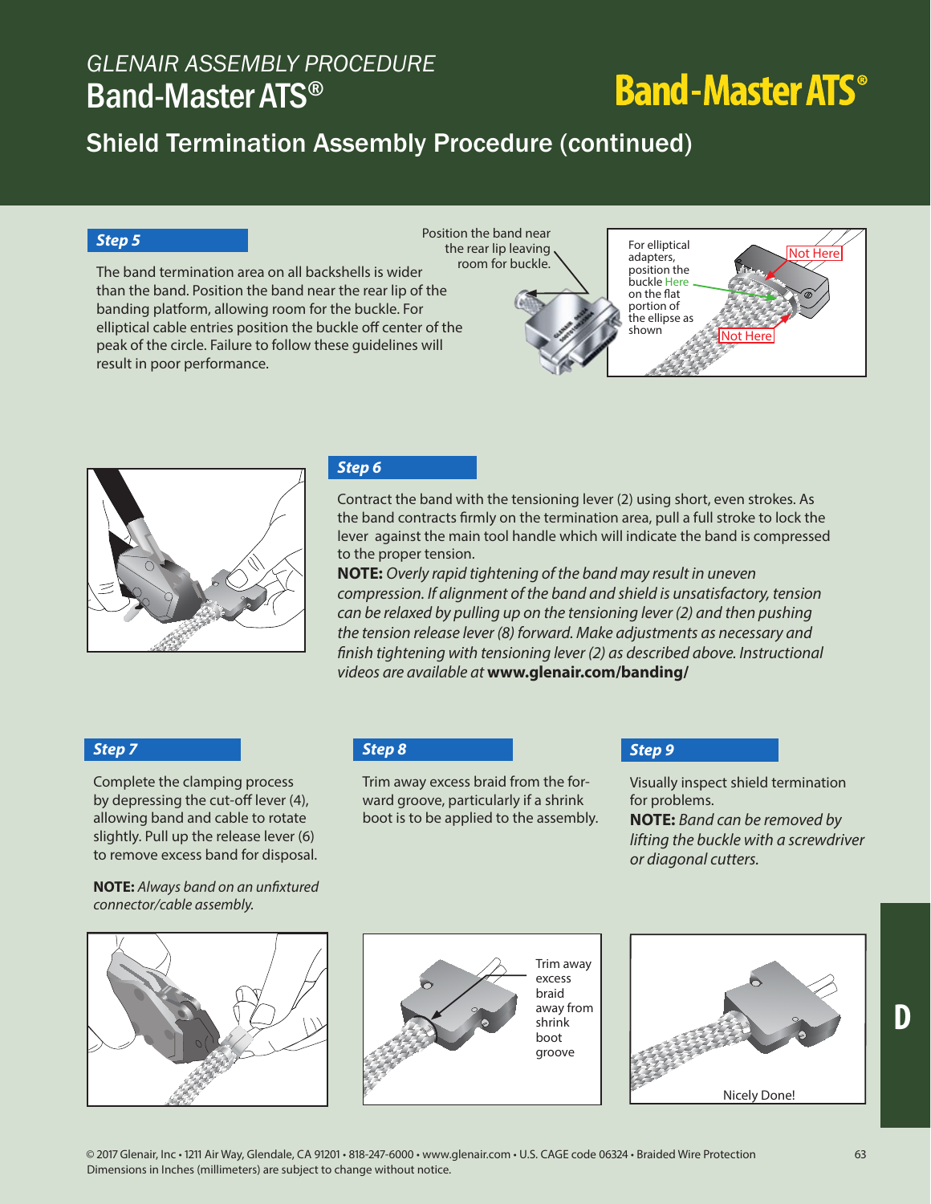GLENAIR ASSEMBLY PROCEDURE

# Band-Master ATS®

## Shield Termination Assembly Procedure (continued)

### Step 5

The band termination area on all backshells is wider than the band. Position the band near the rear lip of the banding platform, allowing room for the buckle. For elliptical cable entries position the buckle off center of the peak of the circle. Failure to follow these guidelines will result in poor performance.

Position the band near the rear lip leaving room for buckle.

For elliptical adapters, position the buckle Here on the flat portion of the ellipse as shown

Not Here

Not Here

### Step 6

Contract the band with the tensioning lever (2) using short, even strokes. As the band contracts firmly on the termination area, pull a full stroke to lock the lever against the main tool handle which will indicate the band is compressed to the proper tension.

**NOTE:** *Overly rapid tightening of the band may result in uneven compression. If alignment of the band and shield is unsatisfactory, tension can be relaxed by pulling up on the tensioning lever (2) and then pushing the tension release lever (8) forward. Make adjustments as necessary and finish tightening with tensioning lever (2) as described above. Instructional videos are available at* **www.glenair.com/banding/**

### Step 7

Complete the clamping process by depressing the cut-off lever (4), allowing band and cable to rotate slightly. Pull up the release lever (6) to remove excess band for disposal.

**NOTE:** *Always band on an unfixtured connector/cable assembly.*

### Step 8

Trim away excess braid from the forward groove, particularly if a shrink boot is to be applied to the assembly.

Trim away excess braid away from shrink boot groove

### Step 9

Visually inspect shield termination for problems.

**NOTE:** *Band can be removed by lifting the buckle with a screwdriver or diagonal cutters.*

Nicely Done!

D

© 2017 Glenair, Inc • 1211 Air Way, Glendale, CA 91201 • 818-247-6000 • www.glenair.com • U.S. CAGE code 06324 • Braided Wire Protection
Dimensions in Inches (millimeters) are subject to change without notice.